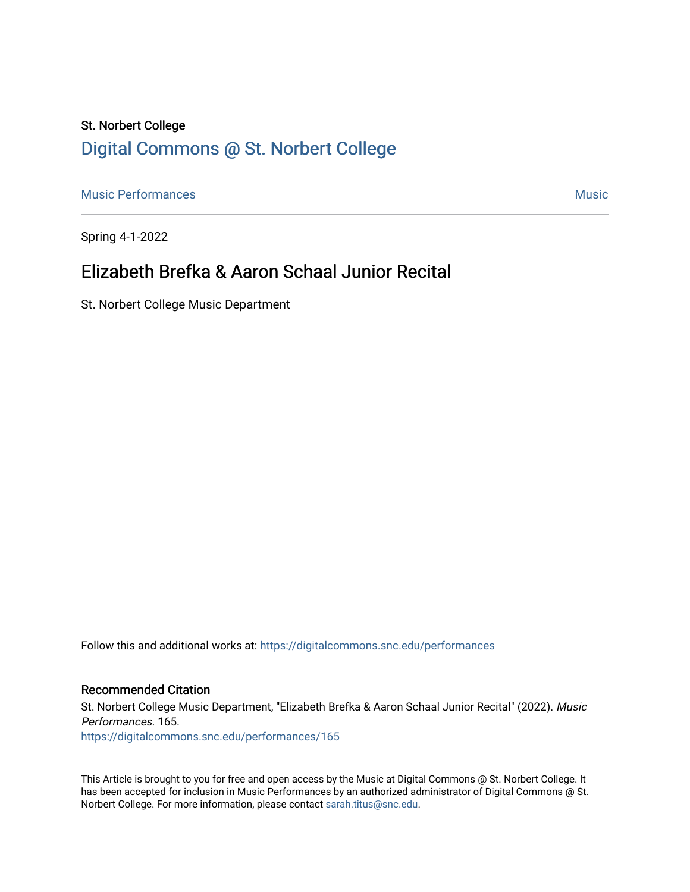St. Norbert College

# Digital Commons @ St. Norbert College

Music Performances | Music

Spring 4-1-2022

## Elizabeth Brefka & Aaron Schaal Junior Recital

St. Norbert College Music Department

Follow this and additional works at: https://digitalcommons.snc.edu/performances

### Recommended Citation

St. Norbert College Music Department, "Elizabeth Brefka & Aaron Schaal Junior Recital" (2022). *Music Performances*. 165.
https://digitalcommons.snc.edu/performances/165

This Article is brought to you for free and open access by the Music at Digital Commons @ St. Norbert College. It has been accepted for inclusion in Music Performances by an authorized administrator of Digital Commons @ St. Norbert College. For more information, please contact sarah.titus@snc.edu.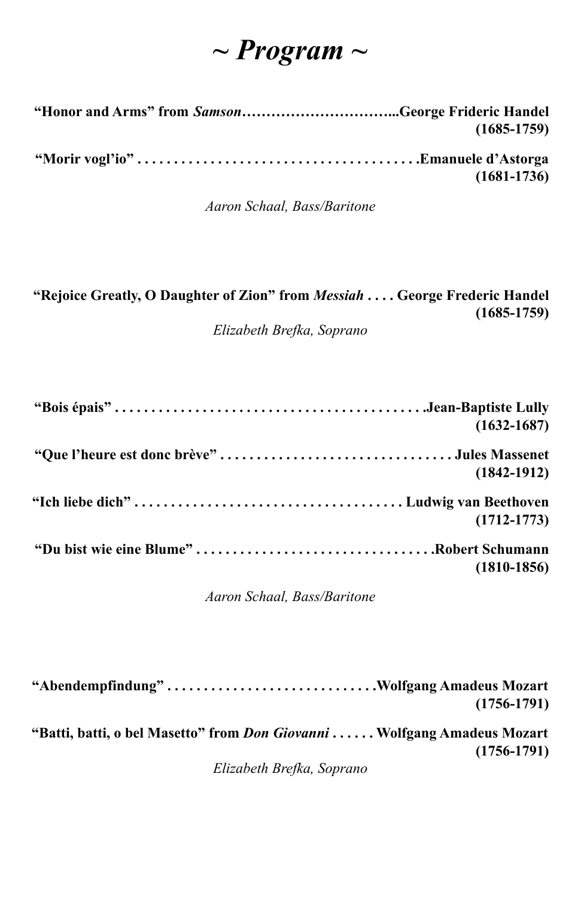# *~ Program ~*

**"Honor and Arms" from *Samson*…………………………...George Frideric Handel (1685-1759)**

**"Morir vogl'io" . . . . . . . . . . . . . . . . . . . . . . . . . . . . . . . . . . . . . .Emanuele d'Astorga (1681-1736)**

*Aaron Schaal, Bass/Baritone*

**"Rejoice Greatly, O Daughter of Zion" from *Messiah* . . . . George Frederic Handel (1685-1759)**

*Elizabeth Brefka, Soprano*

**"Bois épais" . . . . . . . . . . . . . . . . . . . . . . . . . . . . . . . . . . . . . . . . . .Jean-Baptiste Lully (1632-1687)**

**"Que l'heure est donc brève" . . . . . . . . . . . . . . . . . . . . . . . . . . . . . . . Jules Massenet (1842-1912)**

**"Ich liebe dich" . . . . . . . . . . . . . . . . . . . . . . . . . . . . . . . . . . . . Ludwig van Beethoven (1712-1773)**

**"Du bist wie eine Blume" . . . . . . . . . . . . . . . . . . . . . . . . . . . . . . . .Robert Schumann (1810-1856)**

*Aaron Schaal, Bass/Baritone*

**"Abendempfindung" . . . . . . . . . . . . . . . . . . . . . . . . . . . .Wolfgang Amadeus Mozart (1756-1791)**

**"Batti, batti, o bel Masetto" from *Don Giovanni* . . . . . . Wolfgang Amadeus Mozart (1756-1791)**

*Elizabeth Brefka, Soprano*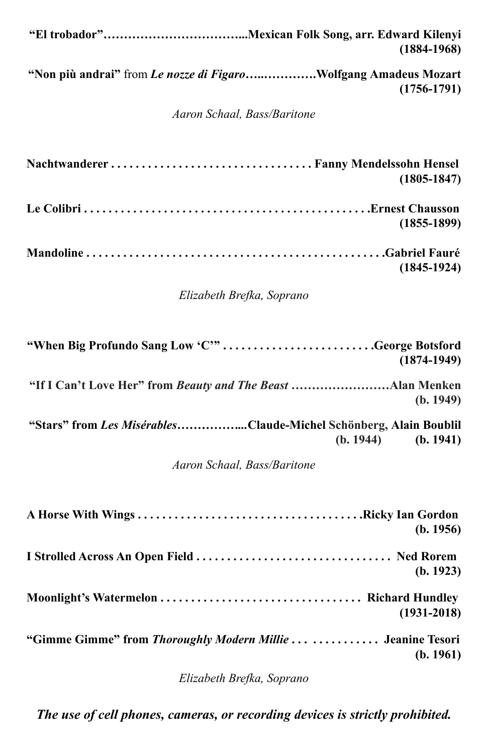**"El trobador"**……………………………...**Mexican Folk Song, arr. Edward Kilenyi (1884-1968)**

**"Non più andrai"** from ***Le nozze di Figaro***…..………….**Wolfgang Amadeus Mozart (1756-1791)**

*Aaron Schaal, Bass/Baritone*

**Nachtwanderer . . . . . . . . . . . . . . . . . . . . . . . . . . . . . . . . Fanny Mendelssohn Hensel (1805-1847)**

**Le Colibri . . . . . . . . . . . . . . . . . . . . . . . . . . . . . . . . . . . . . . . . . . . . .Ernest Chausson (1855-1899)**

**Mandoline . . . . . . . . . . . . . . . . . . . . . . . . . . . . . . . . . . . . . . . . . . . . . . .Gabriel Fauré (1845-1924)**

*Elizabeth Brefka, Soprano*

**"When Big Profundo Sang Low 'C'" . . . . . . . . . . . . . . . . . . . . . . . . .George Botsford (1874-1949)**

**"If I Can't Love Her" from *Beauty and The Beast* ……………………Alan Menken (b. 1949)**

**"Stars" from *Les Misérables*……………...Claude-Michel** Schönberg, **Alain Boublil**
**(b. 1944) (b. 1941)**

*Aaron Schaal, Bass/Baritone*

**A Horse With Wings . . . . . . . . . . . . . . . . . . . . . . . . . . . . . . . . . . . .Ricky Ian Gordon (b. 1956)**

**I Strolled Across An Open Field . . . . . . . . . . . . . . . . . . . . . . . . . . . . . . . Ned Rorem (b. 1923)**

**Moonlight's Watermelon . . . . . . . . . . . . . . . . . . . . . . . . . . . . . . . . Richard Hundley (1931-2018)**

**"Gimme Gimme" from *Thoroughly Modern Millie* . . . . . . . . . . . . . . Jeanine Tesori (b. 1961)**

*Elizabeth Brefka, Soprano*

***The use of cell phones, cameras, or recording devices is strictly prohibited.***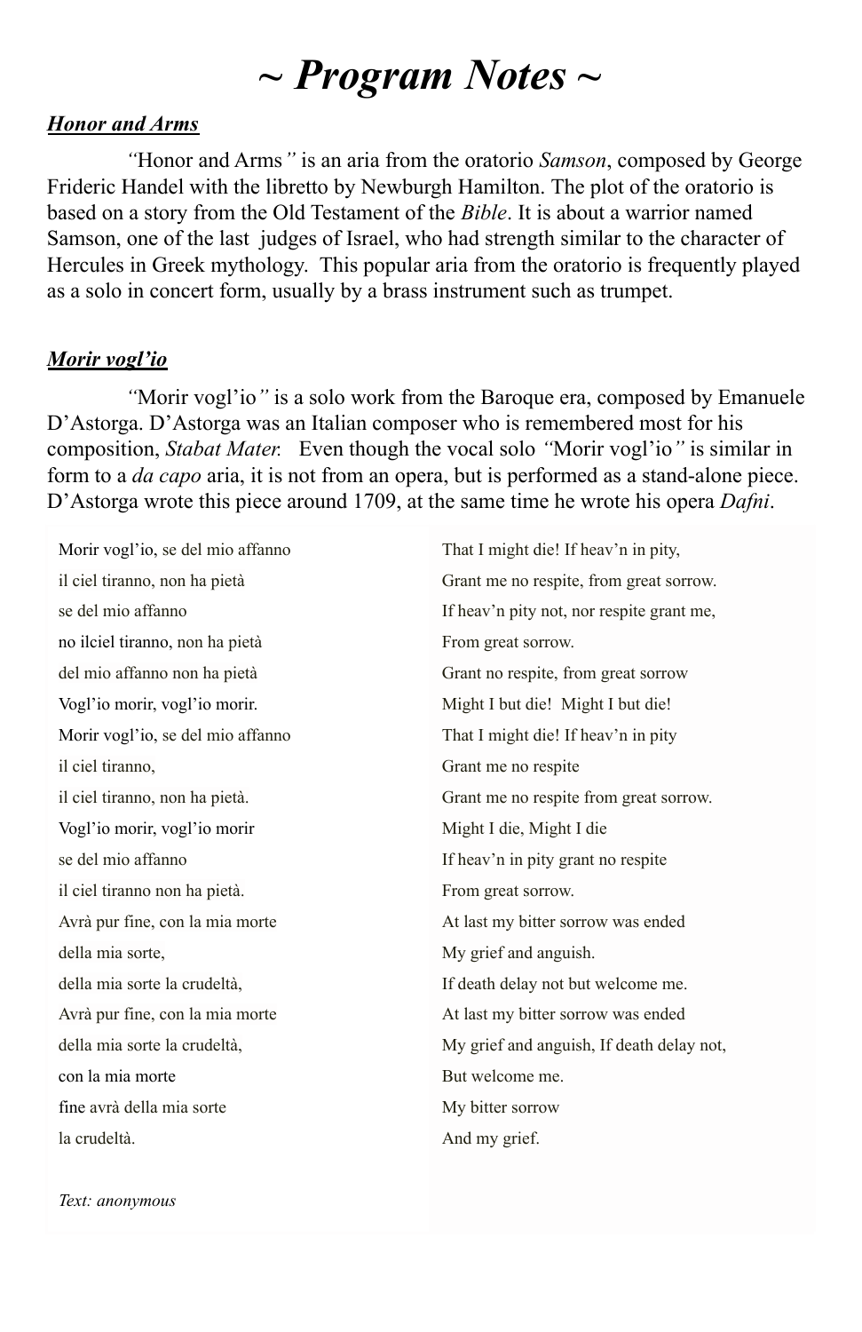# ~ Program Notes ~

## ***Honor and Arms***

"Honor and Arms" is an aria from the oratorio *Samson*, composed by George Frideric Handel with the libretto by Newburgh Hamilton. The plot of the oratorio is based on a story from the Old Testament of the *Bible*. It is about a warrior named Samson, one of the last judges of Israel, who had strength similar to the character of Hercules in Greek mythology. This popular aria from the oratorio is frequently played as a solo in concert form, usually by a brass instrument such as trumpet.

## ***Morir vogl'io***

"Morir vogl'io" is a solo work from the Baroque era, composed by Emanuele D'Astorga. D'Astorga was an Italian composer who is remembered most for his composition, *Stabat Mater*. Even though the vocal solo "Morir vogl'io" is similar in form to a *da capo* aria, it is not from an opera, but is performed as a stand-alone piece. D'Astorga wrote this piece around 1709, at the same time he wrote his opera *Dafni*.

| | |
|---|---|
| Morir vogl'io, se del mio affanno | That I might die! If heav'n in pity, |
| il ciel tiranno, non ha pietà | Grant me no respite, from great sorrow. |
| se del mio affanno | If heav'n pity not, nor respite grant me, |
| no ilciel tiranno, non ha pietà | From great sorrow. |
| del mio affanno non ha pietà | Grant no respite, from great sorrow |
| Vogl'io morir, vogl'io morir. | Might I but die! Might I but die! |
| Morir vogl'io, se del mio affanno | That I might die! If heav'n in pity |
| il ciel tiranno, | Grant me no respite |
| il ciel tiranno, non ha pietà. | Grant me no respite from great sorrow. |
| Vogl'io morir, vogl'io morir | Might I die, Might I die |
| se del mio affanno | If heav'n in pity grant no respite |
| il ciel tiranno non ha pietà. | From great sorrow. |
| Avrà pur fine, con la mia morte | At last my bitter sorrow was ended |
| della mia sorte, | My grief and anguish. |
| della mia sorte la crudeltà, | If death delay not but welcome me. |
| Avrà pur fine, con la mia morte | At last my bitter sorrow was ended |
| della mia sorte la crudeltà, | My grief and anguish, If death delay not, |
| con la mia morte | But welcome me. |
| fine avrà della mia sorte | My bitter sorrow |
| la crudeltà. | And my grief. |

*Text: anonymous*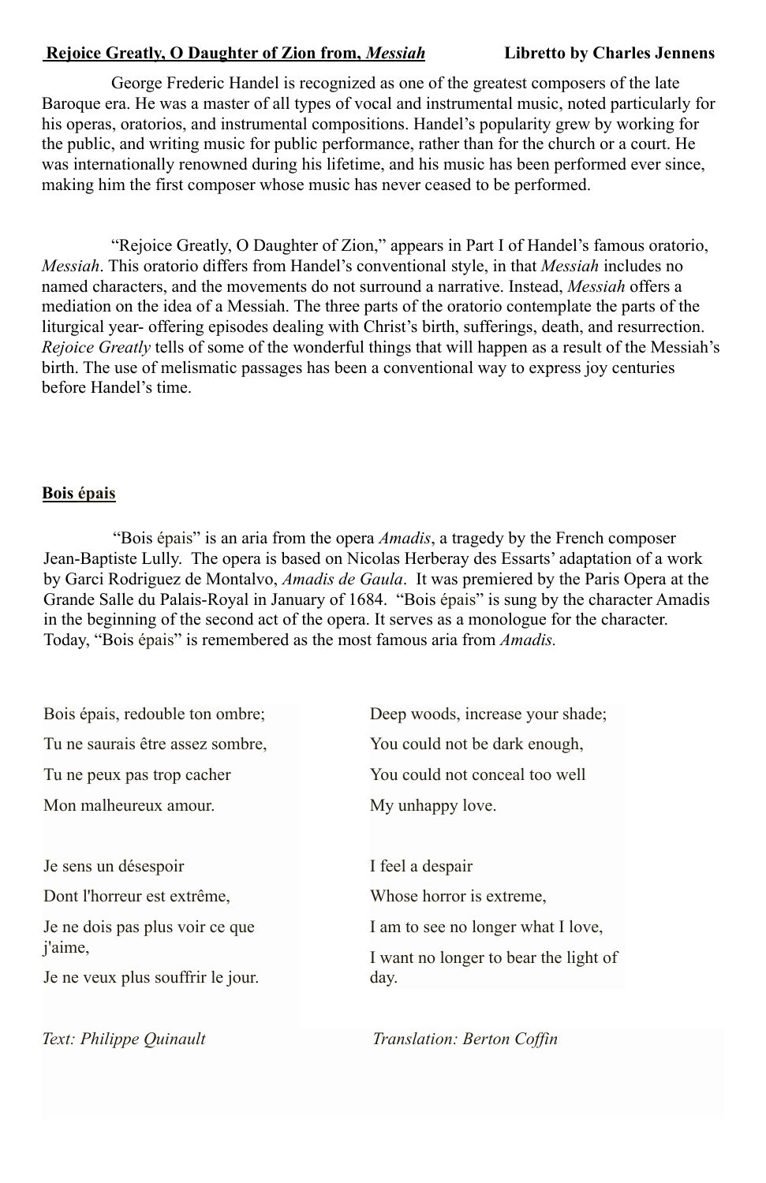**Rejoice Greatly, O Daughter of Zion from, *Messiah*** **Libretto by Charles Jennens**

George Frederic Handel is recognized as one of the greatest composers of the late Baroque era. He was a master of all types of vocal and instrumental music, noted particularly for his operas, oratorios, and instrumental compositions. Handel's popularity grew by working for the public, and writing music for public performance, rather than for the church or a court. He was internationally renowned during his lifetime, and his music has been performed ever since, making him the first composer whose music has never ceased to be performed.

"Rejoice Greatly, O Daughter of Zion," appears in Part I of Handel's famous oratorio, *Messiah*. This oratorio differs from Handel's conventional style, in that *Messiah* includes no named characters, and the movements do not surround a narrative. Instead, *Messiah* offers a mediation on the idea of a Messiah. The three parts of the oratorio contemplate the parts of the liturgical year- offering episodes dealing with Christ's birth, sufferings, death, and resurrection. *Rejoice Greatly* tells of some of the wonderful things that will happen as a result of the Messiah's birth. The use of melismatic passages has been a conventional way to express joy centuries before Handel's time.

**Bois épais**

"Bois épais" is an aria from the opera *Amadis*, a tragedy by the French composer Jean-Baptiste Lully. The opera is based on Nicolas Herberay des Essarts' adaptation of a work by Garci Rodriguez de Montalvo, *Amadis de Gaula*. It was premiered by the Paris Opera at the Grande Salle du Palais-Royal in January of 1684. "Bois épais" is sung by the character Amadis in the beginning of the second act of the opera. It serves as a monologue for the character. Today, "Bois épais" is remembered as the most famous aria from *Amadis.*

| | |
|---|---|
| Bois épais, redouble ton ombre; | Deep woods, increase your shade; |
| Tu ne saurais être assez sombre, | You could not be dark enough, |
| Tu ne peux pas trop cacher | You could not conceal too well |
| Mon malheureux amour. | My unhappy love. |
| | |
| Je sens un désespoir | I feel a despair |
| Dont l'horreur est extrême, | Whose horror is extreme, |
| Je ne dois pas plus voir ce que j'aime, | I am to see no longer what I love, |
| Je ne veux plus souffrir le jour. | I want no longer to bear the light of day. |

*Text: Philippe Quinault* *Translation: Berton Coffin*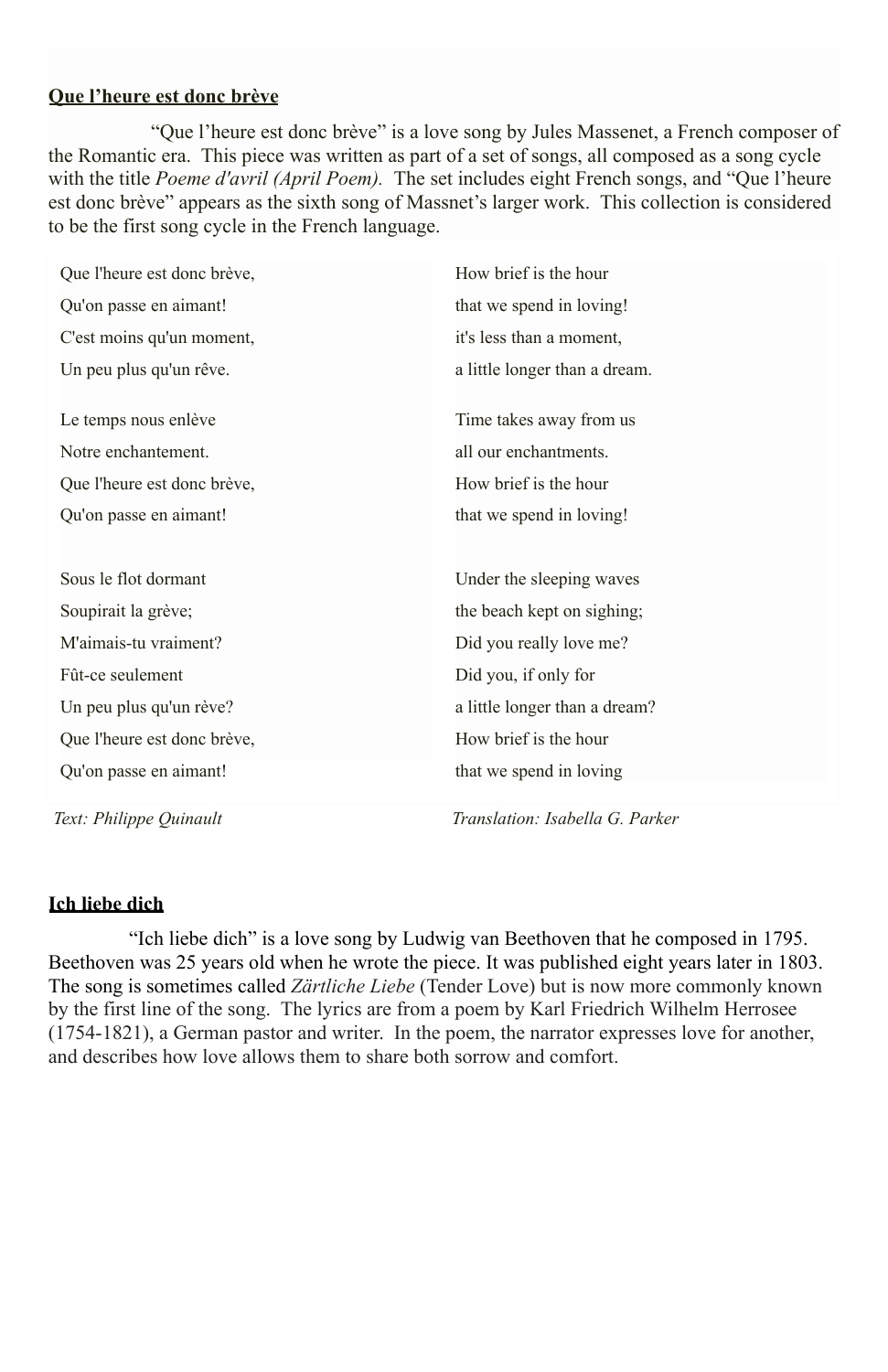**Que l'heure est donc brève**

"Que l'heure est donc brève" is a love song by Jules Massenet, a French composer of the Romantic era. This piece was written as part of a set of songs, all composed as a song cycle with the title *Poeme d'avril (April Poem).* The set includes eight French songs, and "Que l'heure est donc brève" appears as the sixth song of Massnet's larger work. This collection is considered to be the first song cycle in the French language.

| | |
|---|---|
| Que l'heure est donc brève, | How brief is the hour |
| Qu'on passe en aimant! | that we spend in loving! |
| C'est moins qu'un moment, | it's less than a moment, |
| Un peu plus qu'un rêve. | a little longer than a dream. |
| | |
| Le temps nous enlève | Time takes away from us |
| Notre enchantement. | all our enchantments. |
| Que l'heure est donc brève, | How brief is the hour |
| Qu'on passe en aimant! | that we spend in loving! |
| | |
| Sous le flot dormant | Under the sleeping waves |
| Soupirait la grève; | the beach kept on sighing; |
| M'aimais-tu vraiment? | Did you really love me? |
| Fût-ce seulement | Did you, if only for |
| Un peu plus qu'un rève? | a little longer than a dream? |
| Que l'heure est donc brève, | How brief is the hour |
| Qu'on passe en aimant! | that we spend in loving |
| *Text: Philippe Quinault* | *Translation: Isabella G. Parker* |

**Ich liebe dich**

"Ich liebe dich" is a love song by Ludwig van Beethoven that he composed in 1795. Beethoven was 25 years old when he wrote the piece. It was published eight years later in 1803. The song is sometimes called *Zärtliche Liebe* (Tender Love) but is now more commonly known by the first line of the song. The lyrics are from a poem by Karl Friedrich Wilhelm Herrosee (1754-1821), a German pastor and writer. In the poem, the narrator expresses love for another, and describes how love allows them to share both sorrow and comfort.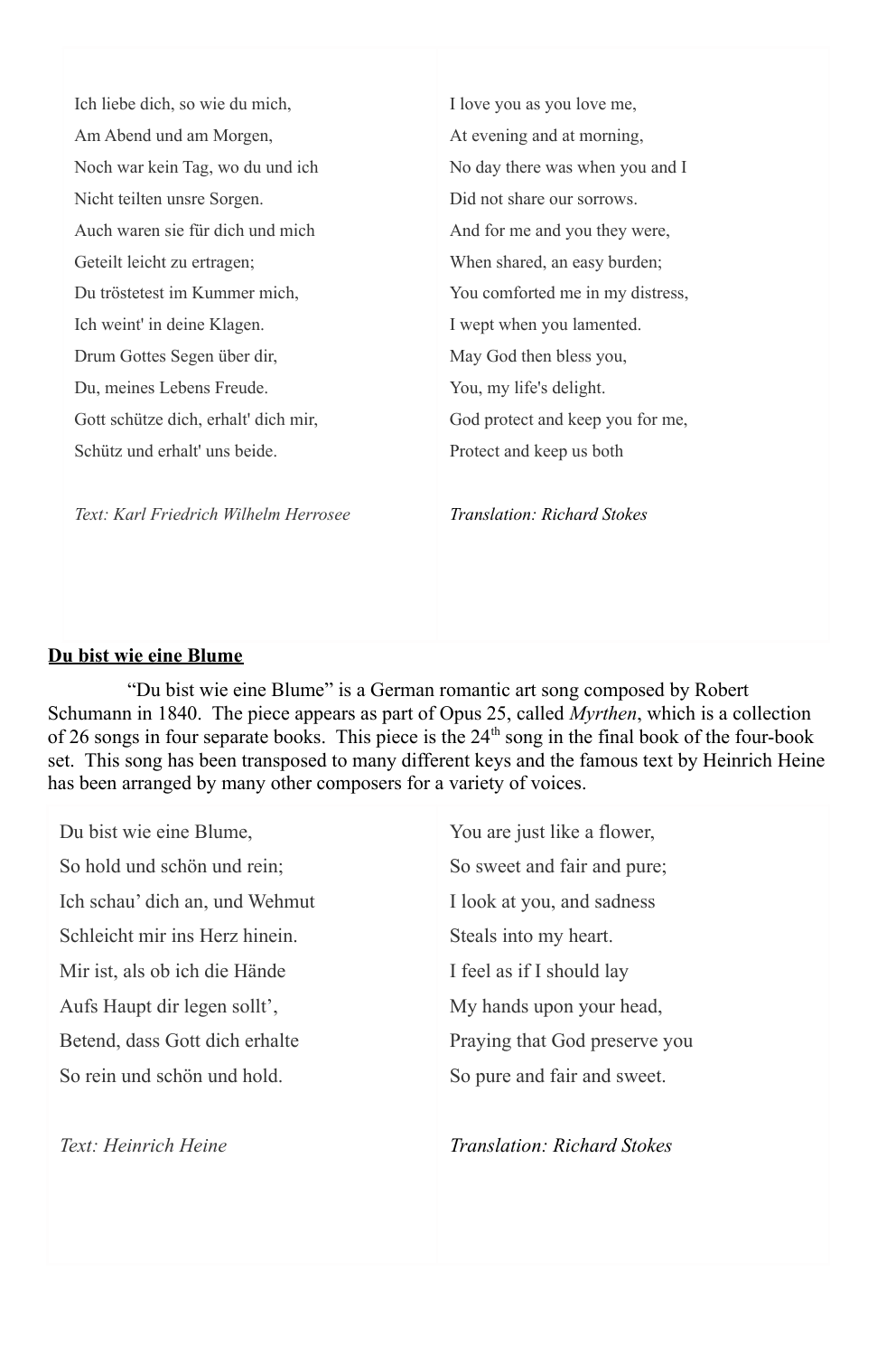| | |
|---|---|
| Ich liebe dich, so wie du mich, | I love you as you love me, |
| Am Abend und am Morgen, | At evening and at morning, |
| Noch war kein Tag, wo du und ich | No day there was when you and I |
| Nicht teilten unsre Sorgen. | Did not share our sorrows. |
| Auch waren sie für dich und mich | And for me and you they were, |
| Geteilt leicht zu ertragen; | When shared, an easy burden; |
| Du tröstetest im Kummer mich, | You comforted me in my distress, |
| Ich weint' in deine Klagen. | I wept when you lamented. |
| Drum Gottes Segen über dir, | May God then bless you, |
| Du, meines Lebens Freude. | You, my life's delight. |
| Gott schütze dich, erhalt' dich mir, | God protect and keep you for me, |
| Schütz und erhalt' uns beide. | Protect and keep us both |
| | |
| *Text: Karl Friedrich Wilhelm Herrosee* | *Translation: Richard Stokes* |

**Du bist wie eine Blume**

"Du bist wie eine Blume" is a German romantic art song composed by Robert Schumann in 1840. The piece appears as part of Opus 25, called *Myrthen*, which is a collection of 26 songs in four separate books. This piece is the 24th song in the final book of the four-book set. This song has been transposed to many different keys and the famous text by Heinrich Heine has been arranged by many other composers for a variety of voices.

| | |
|---|---|
| Du bist wie eine Blume, | You are just like a flower, |
| So hold und schön und rein; | So sweet and fair and pure; |
| Ich schau' dich an, und Wehmut | I look at you, and sadness |
| Schleicht mir ins Herz hinein. | Steals into my heart. |
| Mir ist, als ob ich die Hände | I feel as if I should lay |
| Aufs Haupt dir legen sollt', | My hands upon your head, |
| Betend, dass Gott dich erhalte | Praying that God preserve you |
| So rein und schön und hold. | So pure and fair and sweet. |
| | |
| *Text: Heinrich Heine* | *Translation: Richard Stokes* |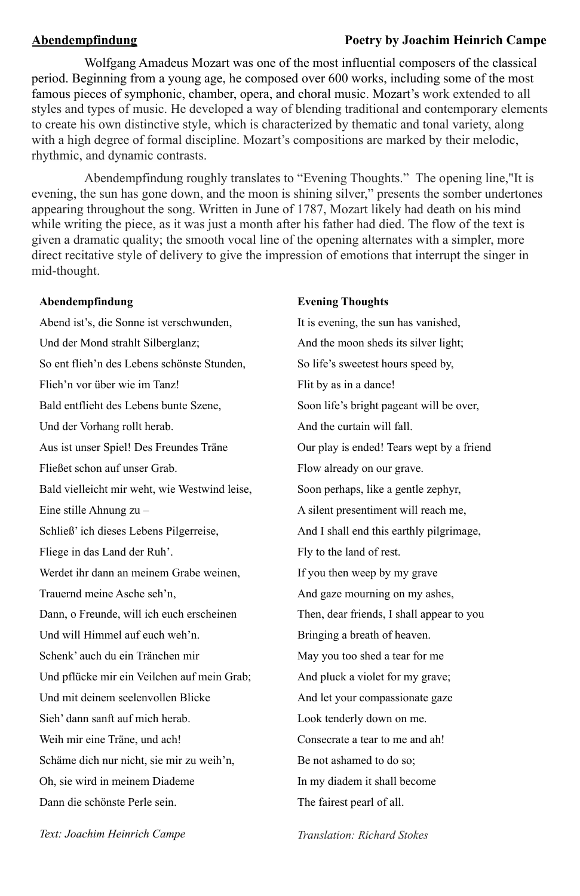**Abendempfindung** | **Poetry by Joachim Heinrich Campe**

Wolfgang Amadeus Mozart was one of the most influential composers of the classical period. Beginning from a young age, he composed over 600 works, including some of the most famous pieces of symphonic, chamber, opera, and choral music. Mozart's work extended to all styles and types of music. He developed a way of blending traditional and contemporary elements to create his own distinctive style, which is characterized by thematic and tonal variety, along with a high degree of formal discipline. Mozart's compositions are marked by their melodic, rhythmic, and dynamic contrasts.

Abendempfindung roughly translates to "Evening Thoughts." The opening line,"It is evening, the sun has gone down, and the moon is shining silver," presents the somber undertones appearing throughout the song. Written in June of 1787, Mozart likely had death on his mind while writing the piece, as it was just a month after his father had died. The flow of the text is given a dramatic quality; the smooth vocal line of the opening alternates with a simpler, more direct recitative style of delivery to give the impression of emotions that interrupt the singer in mid-thought.

| **Abendempfindung** | **Evening Thoughts** |
|---|---|
| Abend ist's, die Sonne ist verschwunden, | It is evening, the sun has vanished, |
| Und der Mond strahlt Silberglanz; | And the moon sheds its silver light; |
| So ent flieh'n des Lebens schönste Stunden, | So life's sweetest hours speed by, |
| Flieh'n vor über wie im Tanz! | Flit by as in a dance! |
| Bald entflieht des Lebens bunte Szene, | Soon life's bright pageant will be over, |
| Und der Vorhang rollt herab. | And the curtain will fall. |
| Aus ist unser Spiel! Des Freundes Träne | Our play is ended! Tears wept by a friend |
| Fließet schon auf unser Grab. | Flow already on our grave. |
| Bald vielleicht mir weht, wie Westwind leise, | Soon perhaps, like a gentle zephyr, |
| Eine stille Ahnung zu – | A silent presentiment will reach me, |
| Schließ' ich dieses Lebens Pilgerreise, | And I shall end this earthly pilgrimage, |
| Fliege in das Land der Ruh'. | Fly to the land of rest. |
| Werdet ihr dann an meinem Grabe weinen, | If you then weep by my grave |
| Trauernd meine Asche seh'n, | And gaze mourning on my ashes, |
| Dann, o Freunde, will ich euch erscheinen | Then, dear friends, I shall appear to you |
| Und will Himmel auf euch weh'n. | Bringing a breath of heaven. |
| Schenk' auch du ein Tränchen mir | May you too shed a tear for me |
| Und pflücke mir ein Veilchen auf mein Grab; | And pluck a violet for my grave; |
| Und mit deinem seelenvollen Blicke | And let your compassionate gaze |
| Sieh' dann sanft auf mich herab. | Look tenderly down on me. |
| Weih mir eine Träne, und ach! | Consecrate a tear to me and ah! |
| Schäme dich nur nicht, sie mir zu weih'n, | Be not ashamed to do so; |
| Oh, sie wird in meinem Diademe | In my diadem it shall become |
| Dann die schönste Perle sein. | The fairest pearl of all. |
| *Text: Joachim Heinrich Campe* | *Translation: Richard Stokes* |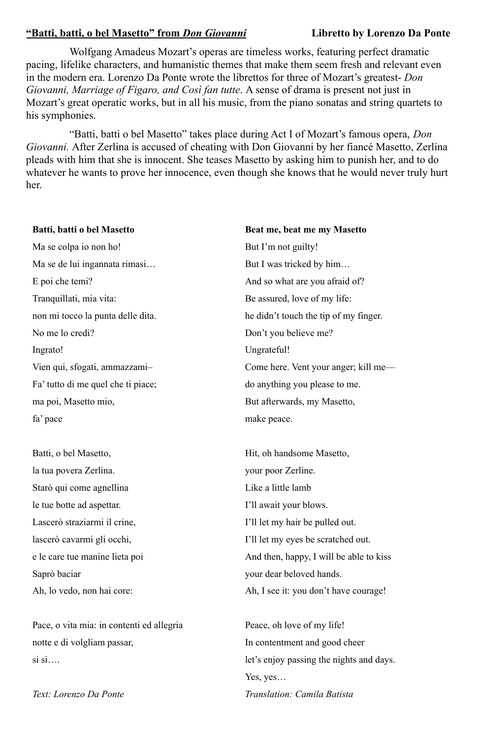**<u>"Batti, batti, o bel Masetto" from *Don Giovanni*</u>** **Libretto by Lorenzo Da Ponte**

Wolfgang Amadeus Mozart's operas are timeless works, featuring perfect dramatic pacing, lifelike characters, and humanistic themes that make them seem fresh and relevant even in the modern era. Lorenzo Da Ponte wrote the librettos for three of Mozart's greatest- *Don Giovanni, Marriage of Figaro, and Così fan tutte*. A sense of drama is present not just in Mozart's great operatic works, but in all his music, from the piano sonatas and string quartets to his symphonies.

"Batti, batti o bel Masetto" takes place during Act I of Mozart's famous opera, *Don Giovanni.* After Zerlina is accused of cheating with Don Giovanni by her fiancé Masetto, Zerlina pleads with him that she is innocent. She teases Masetto by asking him to punish her, and to do whatever he wants to prove her innocence, even though she knows that he would never truly hurt her.

| **Batti, batti o bel Masetto** | **Beat me, beat me my Masetto** |
|---|---|
| Ma se colpa io non ho! | But I'm not guilty! |
| Ma se de lui ingannata rimasi… | But I was tricked by him… |
| E poi che temi? | And so what are you afraid of? |
| Tranquillati, mia vita: | Be assured, love of my life: |
| non mi tocco la punta delle dita. | he didn't touch the tip of my finger. |
| No me lo credi? | Don't you believe me? |
| Ingrato! | Ungrateful! |
| Vien qui, sfogati, ammazzami– | Come here. Vent your anger; kill me— |
| Fa' tutto di me quel che ti piace; | do anything you please to me. |
| ma poi, Masetto mio, | But afterwards, my Masetto, |
| fa' pace | make peace. |
| | |
| Batti, o bel Masetto, | Hit, oh handsome Masetto, |
| la tua povera Zerlina. | your poor Zerline. |
| Starò qui come agnellina | Like a little lamb |
| le tue botte ad aspettar. | I'll await your blows. |
| Lascerò straziarmi il crine, | I'll let my hair be pulled out. |
| lascerò cavarmi gli occhi, | I'll let my eyes be scratched out. |
| e le care tue manine lieta poi | And then, happy, I will be able to kiss |
| Saprò baciar | your dear beloved hands. |
| Ah, lo vedo, non hai core: | Ah, I see it: you don't have courage! |
| | |
| Pace, o vita mia: in contenti ed allegria | Peace, oh love of my life! |
| notte e di volgliam passar, | In contentment and good cheer |
| si si…. | let's enjoy passing the nights and days. |
| | Yes, yes… |
| *Text: Lorenzo Da Ponte* | *Translation: Camila Batista* |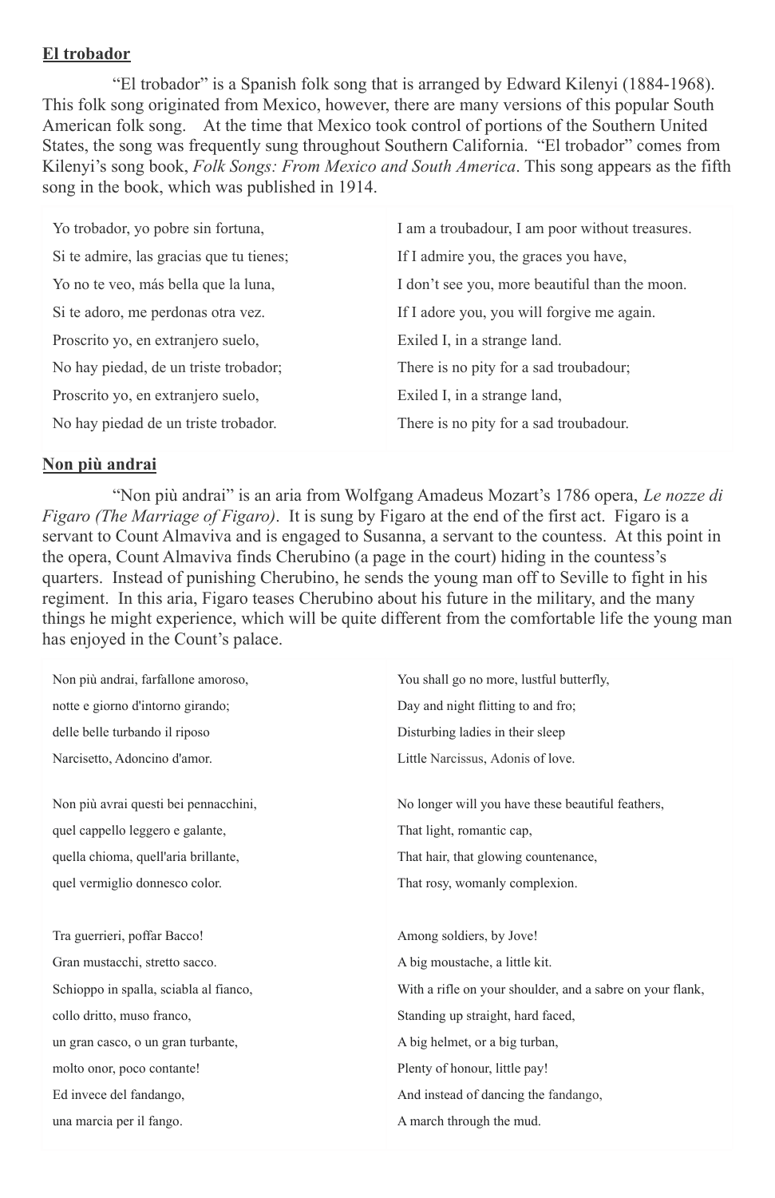**El trobador**

"El trobador" is a Spanish folk song that is arranged by Edward Kilenyi (1884-1968). This folk song originated from Mexico, however, there are many versions of this popular South American folk song. At the time that Mexico took control of portions of the Southern United States, the song was frequently sung throughout Southern California. "El trobador" comes from Kilenyi's song book, *Folk Songs: From Mexico and South America*. This song appears as the fifth song in the book, which was published in 1914.

| | |
|---|---|
| Yo trobador, yo pobre sin fortuna, | I am a troubadour, I am poor without treasures. |
| Si te admire, las gracias que tu tienes; | If I admire you, the graces you have, |
| Yo no te veo, más bella que la luna, | I don't see you, more beautiful than the moon. |
| Si te adoro, me perdonas otra vez. | If I adore you, you will forgive me again. |
| Proscrito yo, en extranjero suelo, | Exiled I, in a strange land. |
| No hay piedad, de un triste trobador; | There is no pity for a sad troubadour; |
| Proscrito yo, en extranjero suelo, | Exiled I, in a strange land, |
| No hay piedad de un triste trobador. | There is no pity for a sad troubadour. |

**Non più andrai**

"Non più andrai" is an aria from Wolfgang Amadeus Mozart's 1786 opera, *Le nozze di Figaro (The Marriage of Figaro)*. It is sung by Figaro at the end of the first act. Figaro is a servant to Count Almaviva and is engaged to Susanna, a servant to the countess. At this point in the opera, Count Almaviva finds Cherubino (a page in the court) hiding in the countess's quarters. Instead of punishing Cherubino, he sends the young man off to Seville to fight in his regiment. In this aria, Figaro teases Cherubino about his future in the military, and the many things he might experience, which will be quite different from the comfortable life the young man has enjoyed in the Count's palace.

| | |
|---|---|
| Non più andrai, farfallone amoroso, | You shall go no more, lustful butterfly, |
| notte e giorno d'intorno girando; | Day and night flitting to and fro; |
| delle belle turbando il riposo | Disturbing ladies in their sleep |
| Narcisetto, Adoncino d'amor. | Little Narcissus, Adonis of love. |
| | |
| Non più avrai questi bei pennacchini, | No longer will you have these beautiful feathers, |
| quel cappello leggero e galante, | That light, romantic cap, |
| quella chioma, quell'aria brillante, | That hair, that glowing countenance, |
| quel vermiglio donnesco color. | That rosy, womanly complexion. |
| | |
| Tra guerrieri, poffar Bacco! | Among soldiers, by Jove! |
| Gran mustacchi, stretto sacco. | A big moustache, a little kit. |
| Schioppo in spalla, sciabla al fianco, | With a rifle on your shoulder, and a sabre on your flank, |
| collo dritto, muso franco, | Standing up straight, hard faced, |
| un gran casco, o un gran turbante, | A big helmet, or a big turban, |
| molto onor, poco contante! | Plenty of honour, little pay! |
| Ed invece del fandango, | And instead of dancing the fandango, |
| una marcia per il fango. | A march through the mud. |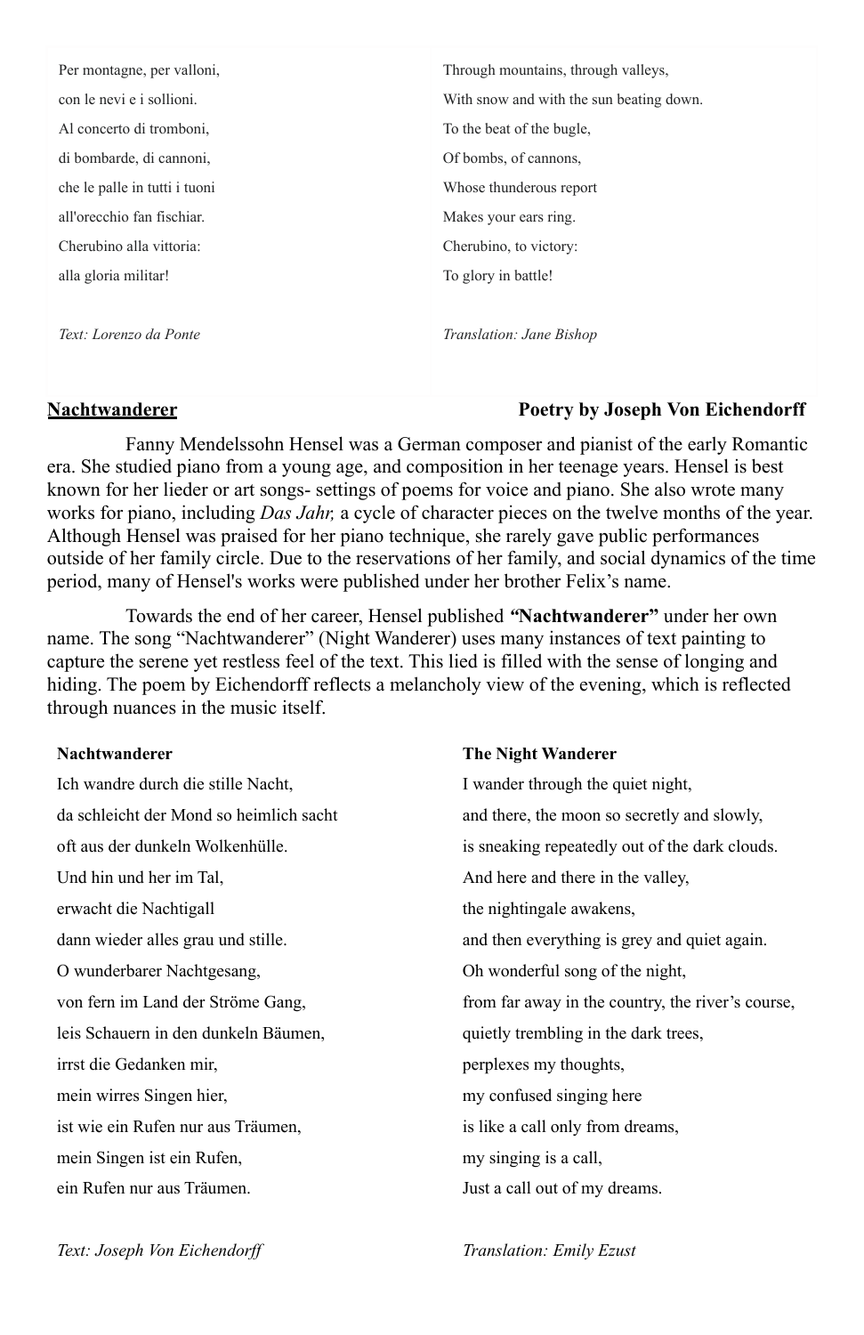| | |
|---|---|
| Per montagne, per valloni, | Through mountains, through valleys, |
| con le nevi e i sollioni. | With snow and with the sun beating down. |
| Al concerto di tromboni, | To the beat of the bugle, |
| di bombarde, di cannoni, | Of bombs, of cannons, |
| che le palle in tutti i tuoni | Whose thunderous report |
| all'orecchio fan fischiar. | Makes your ears ring. |
| Cherubino alla vittoria: | Cherubino, to victory: |
| alla gloria militar! | To glory in battle! |
| *Text: Lorenzo da Ponte* | *Translation: Jane Bishop* |

**Nachtwanderer** — **Poetry by Joseph Von Eichendorff**

Fanny Mendelssohn Hensel was a German composer and pianist of the early Romantic era. She studied piano from a young age, and composition in her teenage years. Hensel is best known for her lieder or art songs- settings of poems for voice and piano. She also wrote many works for piano, including *Das Jahr,* a cycle of character pieces on the twelve months of the year. Although Hensel was praised for her piano technique, she rarely gave public performances outside of her family circle. Due to the reservations of her family, and social dynamics of the time period, many of Hensel's works were published under her brother Felix's name.

Towards the end of her career, Hensel published **"Nachtwanderer"** under her own name. The song "Nachtwanderer" (Night Wanderer) uses many instances of text painting to capture the serene yet restless feel of the text. This lied is filled with the sense of longing and hiding. The poem by Eichendorff reflects a melancholy view of the evening, which is reflected through nuances in the music itself.

| **Nachtwanderer** | **The Night Wanderer** |
|---|---|
| Ich wandre durch die stille Nacht, | I wander through the quiet night, |
| da schleicht der Mond so heimlich sacht | and there, the moon so secretly and slowly, |
| oft aus der dunkeln Wolkenhülle. | is sneaking repeatedly out of the dark clouds. |
| Und hin und her im Tal, | And here and there in the valley, |
| erwacht die Nachtigall | the nightingale awakens, |
| dann wieder alles grau und stille. | and then everything is grey and quiet again. |
| O wunderbarer Nachtgesang, | Oh wonderful song of the night, |
| von fern im Land der Ströme Gang, | from far away in the country, the river's course, |
| leis Schauern in den dunkeln Bäumen, | quietly trembling in the dark trees, |
| irrst die Gedanken mir, | perplexes my thoughts, |
| mein wirres Singen hier, | my confused singing here |
| ist wie ein Rufen nur aus Träumen, | is like a call only from dreams, |
| mein Singen ist ein Rufen, | my singing is a call, |
| ein Rufen nur aus Träumen. | Just a call out of my dreams. |
| *Text: Joseph Von Eichendorff* | *Translation: Emily Ezust* |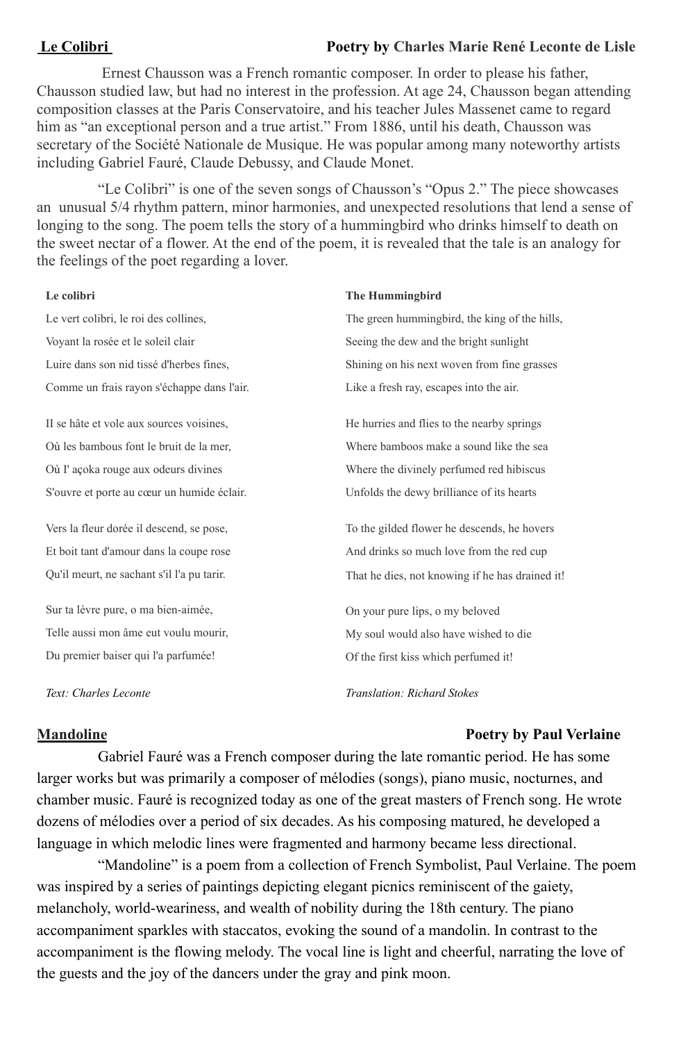**Le Colibri** **Poetry by Charles Marie René Leconte de Lisle**

Ernest Chausson was a French romantic composer. In order to please his father, Chausson studied law, but had no interest in the profession. At age 24, Chausson began attending composition classes at the Paris Conservatoire, and his teacher Jules Massenet came to regard him as "an exceptional person and a true artist." From 1886, until his death, Chausson was secretary of the Société Nationale de Musique. He was popular among many noteworthy artists including Gabriel Fauré, Claude Debussy, and Claude Monet.

"Le Colibri" is one of the seven songs of Chausson's "Opus 2." The piece showcases an unusual 5/4 rhythm pattern, minor harmonies, and unexpected resolutions that lend a sense of longing to the song. The poem tells the story of a hummingbird who drinks himself to death on the sweet nectar of a flower. At the end of the poem, it is revealed that the tale is an analogy for the feelings of the poet regarding a lover.

| **Le colibri** | **The Hummingbird** |
|---|---|
| Le vert colibri, le roi des collines, | The green hummingbird, the king of the hills, |
| Voyant la rosée et le soleil clair | Seeing the dew and the bright sunlight |
| Luire dans son nid tissé d'herbes fines, | Shining on his next woven from fine grasses |
| Comme un frais rayon s'échappe dans l'air. | Like a fresh ray, escapes into the air. |
| | |
| Il se hâte et vole aux sources voisines, | He hurries and flies to the nearby springs |
| Où les bambous font le bruit de la mer, | Where bamboos make a sound like the sea |
| Où l' açoka rouge aux odeurs divines | Where the divinely perfumed red hibiscus |
| S'ouvre et porte au cœur un humide éclair. | Unfolds the dewy brilliance of its hearts |
| | |
| Vers la fleur dorée il descend, se pose, | To the gilded flower he descends, he hovers |
| Et boit tant d'amour dans la coupe rose | And drinks so much love from the red cup |
| Qu'il meurt, ne sachant s'il l'a pu tarir. | That he dies, not knowing if he has drained it! |
| | |
| Sur ta lèvre pure, o ma bien-aimée, | On your pure lips, o my beloved |
| Telle aussi mon âme eut voulu mourir, | My soul would also have wished to die |
| Du premier baiser qui l'a parfumée! | Of the first kiss which perfumed it! |
| | |
| *Text: Charles Leconte* | *Translation: Richard Stokes* |

**Mandoline** **Poetry by Paul Verlaine**

Gabriel Fauré was a French composer during the late romantic period. He has some larger works but was primarily a composer of mélodies (songs), piano music, nocturnes, and chamber music. Fauré is recognized today as one of the great masters of French song. He wrote dozens of mélodies over a period of six decades. As his composing matured, he developed a language in which melodic lines were fragmented and harmony became less directional.

"Mandoline" is a poem from a collection of French Symbolist, Paul Verlaine. The poem was inspired by a series of paintings depicting elegant picnics reminiscent of the gaiety, melancholy, world-weariness, and wealth of nobility during the 18th century. The piano accompaniment sparkles with staccatos, evoking the sound of a mandolin. In contrast to the accompaniment is the flowing melody. The vocal line is light and cheerful, narrating the love of the guests and the joy of the dancers under the gray and pink moon.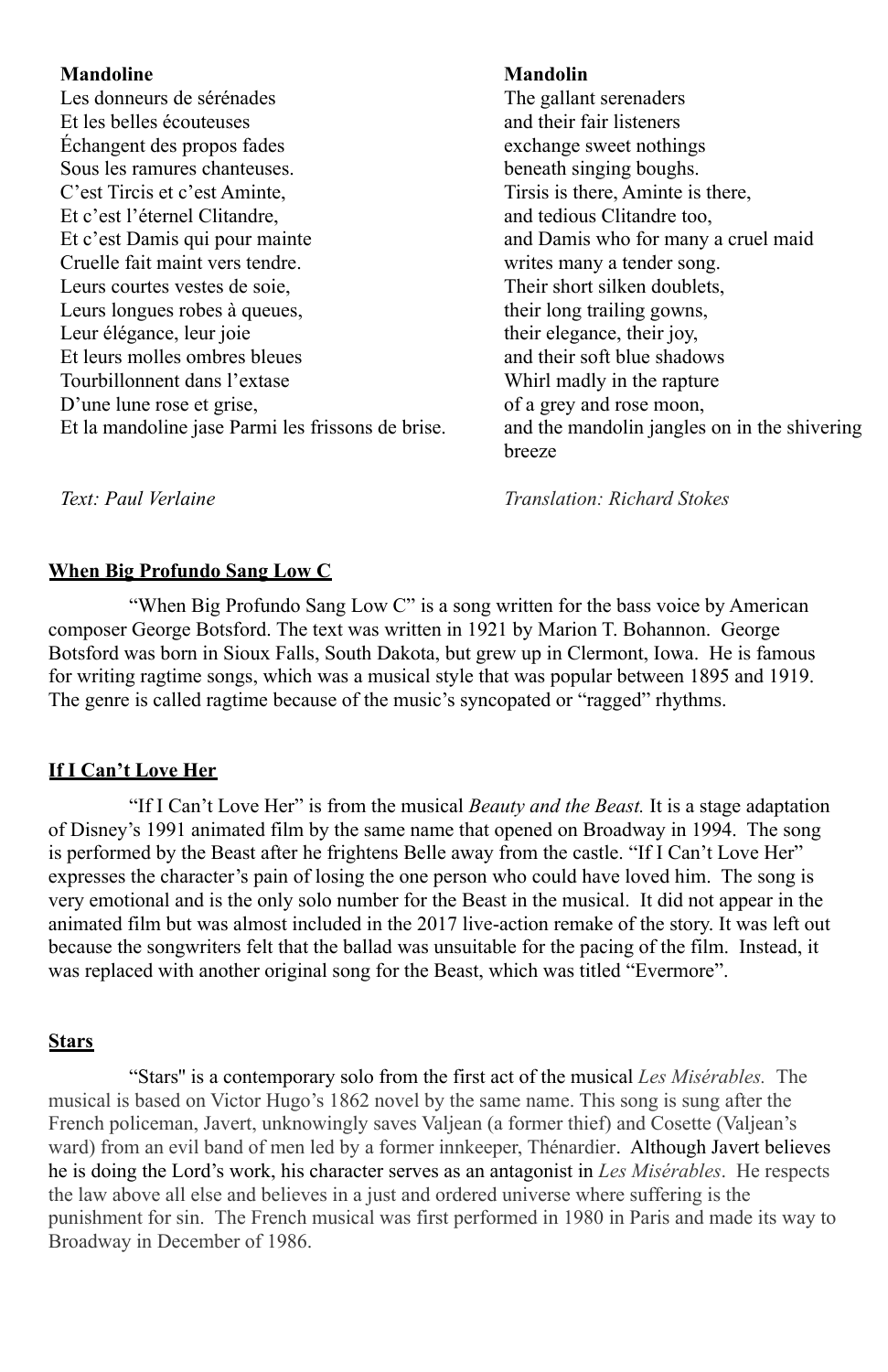| **Mandoline** | **Mandolin** |
|---|---|
| Les donneurs de sérénades | The gallant serenaders |
| Et les belles écouteuses | and their fair listeners |
| Échangent des propos fades | exchange sweet nothings |
| Sous les ramures chanteuses. | beneath singing boughs. |
| C'est Tircis et c'est Aminte, | Tirsis is there, Aminte is there, |
| Et c'est l'éternel Clitandre, | and tedious Clitandre too, |
| Et c'est Damis qui pour mainte | and Damis who for many a cruel maid |
| Cruelle fait maint vers tendre. | writes many a tender song. |
| Leurs courtes vestes de soie, | Their short silken doublets, |
| Leurs longues robes à queues, | their long trailing gowns, |
| Leur élégance, leur joie | their elegance, their joy, |
| Et leurs molles ombres bleues | and their soft blue shadows |
| Tourbillonnent dans l'extase | Whirl madly in the rapture |
| D'une lune rose et grise, | of a grey and rose moon, |
| Et la mandoline jase Parmi les frissons de brise. | and the mandolin jangles on in the shivering breeze |
| *Text: Paul Verlaine* | *Translation: Richard Stokes* |

## When Big Profundo Sang Low C

"When Big Profundo Sang Low C" is a song written for the bass voice by American composer George Botsford. The text was written in 1921 by Marion T. Bohannon. George Botsford was born in Sioux Falls, South Dakota, but grew up in Clermont, Iowa. He is famous for writing ragtime songs, which was a musical style that was popular between 1895 and 1919. The genre is called ragtime because of the music's syncopated or "ragged" rhythms.

## If I Can't Love Her

"If I Can't Love Her" is from the musical *Beauty and the Beast.* It is a stage adaptation of Disney's 1991 animated film by the same name that opened on Broadway in 1994. The song is performed by the Beast after he frightens Belle away from the castle. "If I Can't Love Her" expresses the character's pain of losing the one person who could have loved him. The song is very emotional and is the only solo number for the Beast in the musical. It did not appear in the animated film but was almost included in the 2017 live-action remake of the story. It was left out because the songwriters felt that the ballad was unsuitable for the pacing of the film. Instead, it was replaced with another original song for the Beast, which was titled "Evermore".

## Stars

"Stars" is a contemporary solo from the first act of the musical *Les Misérables.* The musical is based on Victor Hugo's 1862 novel by the same name. This song is sung after the French policeman, Javert, unknowingly saves Valjean (a former thief) and Cosette (Valjean's ward) from an evil band of men led by a former innkeeper, Thénardier. Although Javert believes he is doing the Lord's work, his character serves as an antagonist in *Les Misérables*. He respects the law above all else and believes in a just and ordered universe where suffering is the punishment for sin. The French musical was first performed in 1980 in Paris and made its way to Broadway in December of 1986.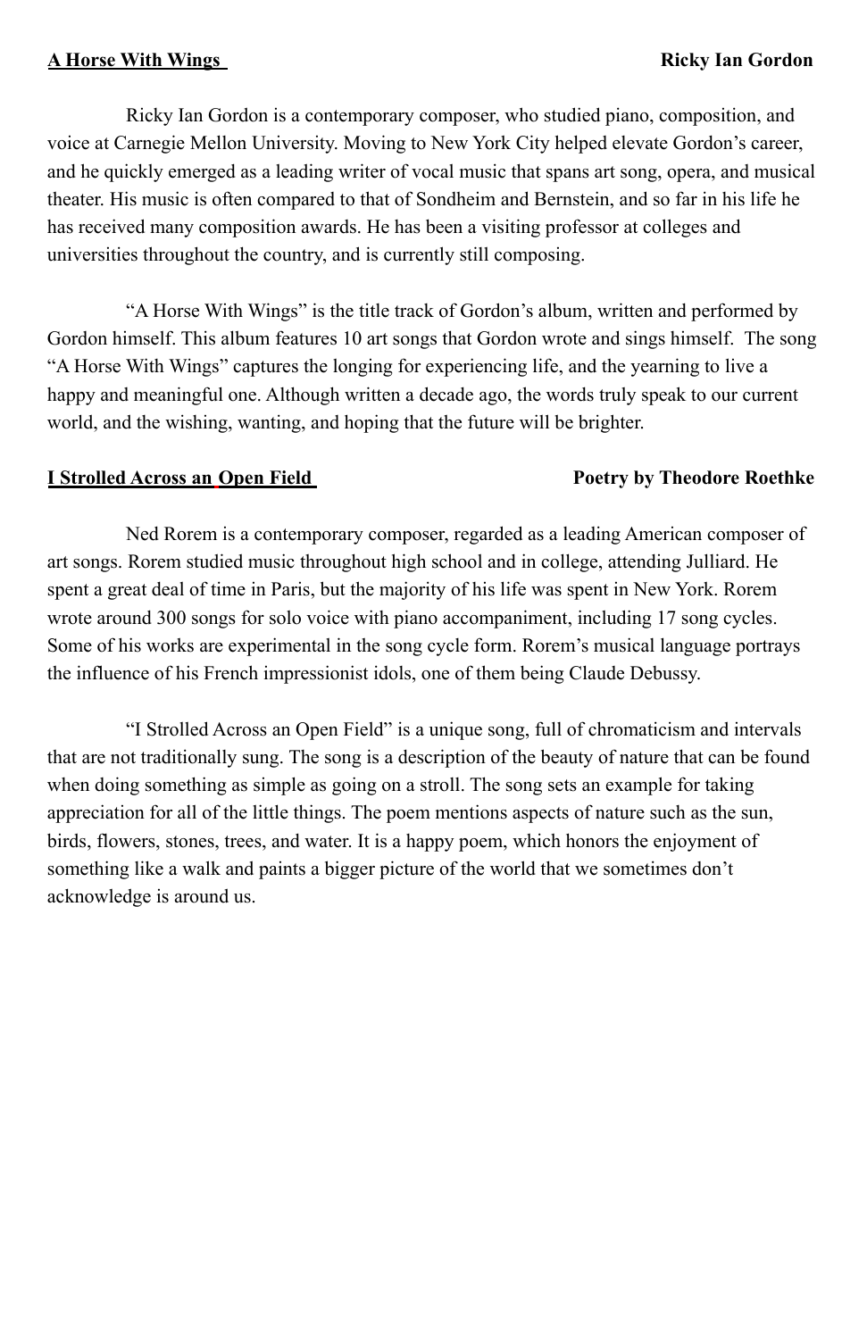**<u>A Horse With Wings</u>** **Ricky Ian Gordon**

Ricky Ian Gordon is a contemporary composer, who studied piano, composition, and voice at Carnegie Mellon University. Moving to New York City helped elevate Gordon's career, and he quickly emerged as a leading writer of vocal music that spans art song, opera, and musical theater. His music is often compared to that of Sondheim and Bernstein, and so far in his life he has received many composition awards. He has been a visiting professor at colleges and universities throughout the country, and is currently still composing.

"A Horse With Wings" is the title track of Gordon's album, written and performed by Gordon himself. This album features 10 art songs that Gordon wrote and sings himself. The song "A Horse With Wings" captures the longing for experiencing life, and the yearning to live a happy and meaningful one. Although written a decade ago, the words truly speak to our current world, and the wishing, wanting, and hoping that the future will be brighter.

**<u>I Strolled Across an Open Field</u>** **Poetry by Theodore Roethke**

Ned Rorem is a contemporary composer, regarded as a leading American composer of art songs. Rorem studied music throughout high school and in college, attending Julliard. He spent a great deal of time in Paris, but the majority of his life was spent in New York. Rorem wrote around 300 songs for solo voice with piano accompaniment, including 17 song cycles. Some of his works are experimental in the song cycle form. Rorem's musical language portrays the influence of his French impressionist idols, one of them being Claude Debussy.

"I Strolled Across an Open Field" is a unique song, full of chromaticism and intervals that are not traditionally sung. The song is a description of the beauty of nature that can be found when doing something as simple as going on a stroll. The song sets an example for taking appreciation for all of the little things. The poem mentions aspects of nature such as the sun, birds, flowers, stones, trees, and water. It is a happy poem, which honors the enjoyment of something like a walk and paints a bigger picture of the world that we sometimes don't acknowledge is around us.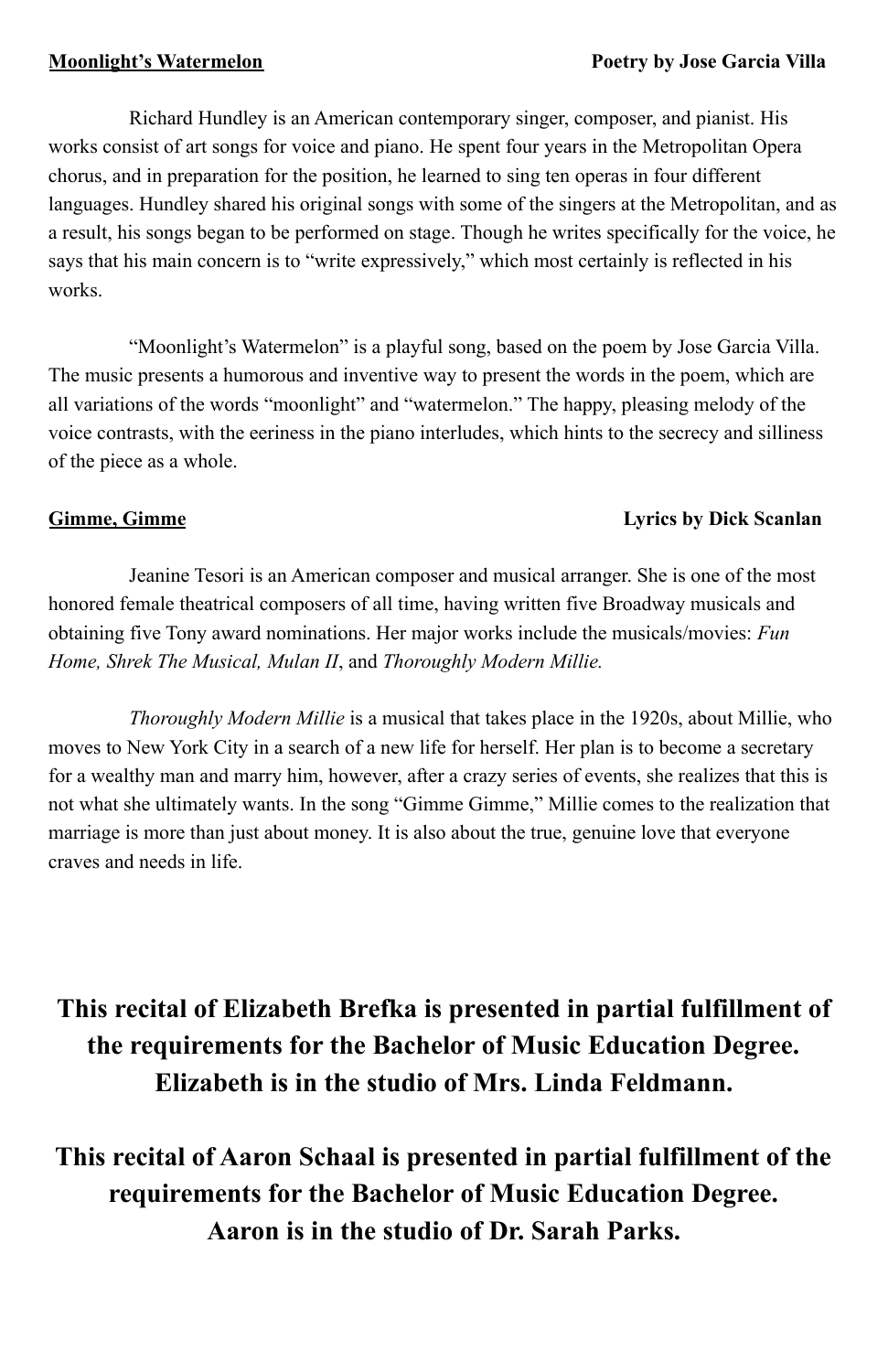**<u>Moonlight's Watermelon</u>** **Poetry by Jose Garcia Villa**

Richard Hundley is an American contemporary singer, composer, and pianist. His works consist of art songs for voice and piano. He spent four years in the Metropolitan Opera chorus, and in preparation for the position, he learned to sing ten operas in four different languages. Hundley shared his original songs with some of the singers at the Metropolitan, and as a result, his songs began to be performed on stage. Though he writes specifically for the voice, he says that his main concern is to "write expressively," which most certainly is reflected in his works.

"Moonlight's Watermelon" is a playful song, based on the poem by Jose Garcia Villa. The music presents a humorous and inventive way to present the words in the poem, which are all variations of the words "moonlight" and "watermelon." The happy, pleasing melody of the voice contrasts, with the eeriness in the piano interludes, which hints to the secrecy and silliness of the piece as a whole.

**<u>Gimme, Gimme</u>** **Lyrics by Dick Scanlan**

Jeanine Tesori is an American composer and musical arranger. She is one of the most honored female theatrical composers of all time, having written five Broadway musicals and obtaining five Tony award nominations. Her major works include the musicals/movies: *Fun Home, Shrek The Musical, Mulan II*, and *Thoroughly Modern Millie.*

*Thoroughly Modern Millie* is a musical that takes place in the 1920s, about Millie, who moves to New York City in a search of a new life for herself. Her plan is to become a secretary for a wealthy man and marry him, however, after a crazy series of events, she realizes that this is not what she ultimately wants. In the song "Gimme Gimme," Millie comes to the realization that marriage is more than just about money. It is also about the true, genuine love that everyone craves and needs in life.

**This recital of Elizabeth Brefka is presented in partial fulfillment of the requirements for the Bachelor of Music Education Degree. Elizabeth is in the studio of Mrs. Linda Feldmann.**

**This recital of Aaron Schaal is presented in partial fulfillment of the requirements for the Bachelor of Music Education Degree. Aaron is in the studio of Dr. Sarah Parks.**